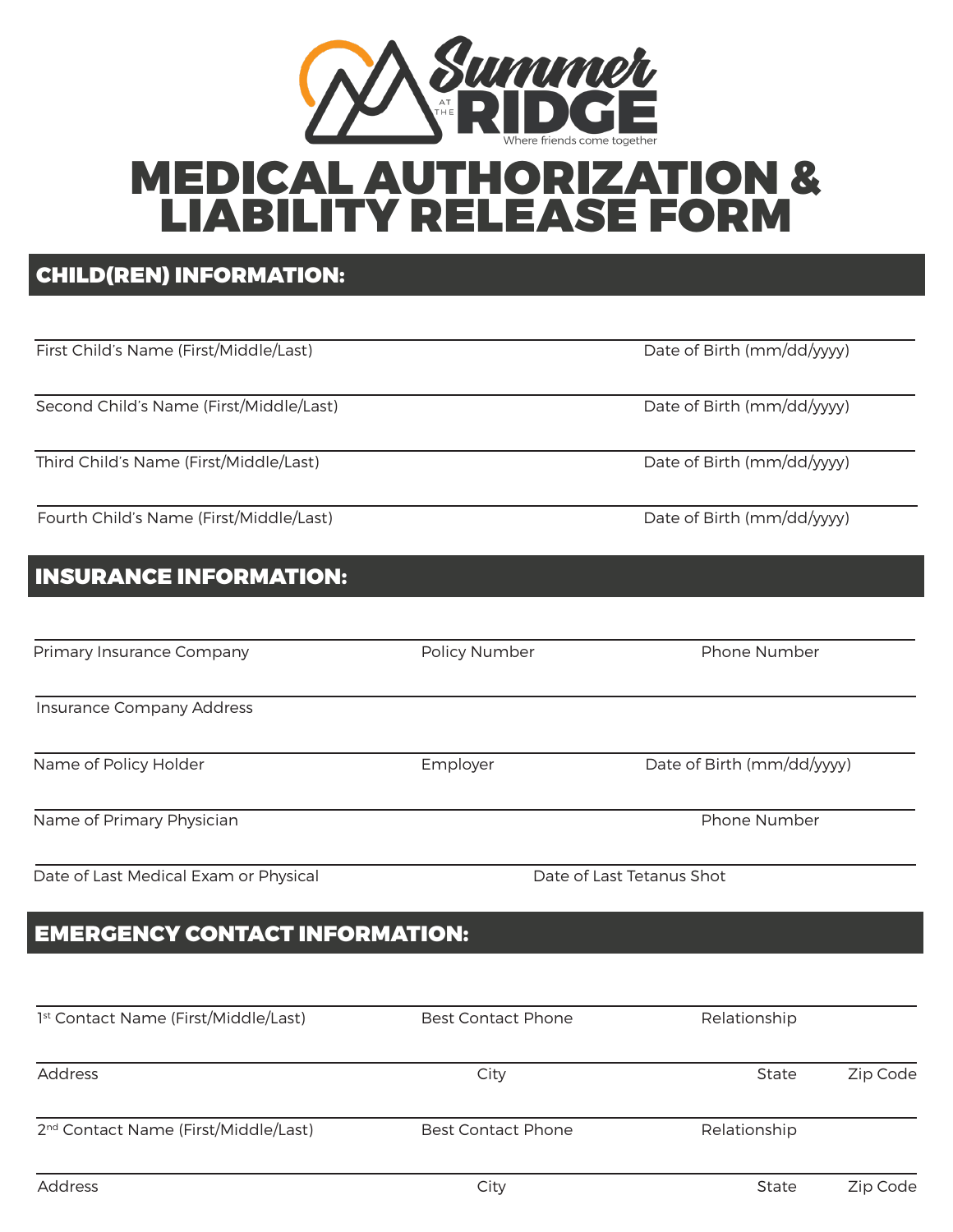Summer at the RIDGE

Where friends come together

# MEDICAL AUTHORIZATION & LIABILITY RELEASE FORM

## CHILD(REN) INFORMATION:

First Child's Name (First/Middle/Last) — Date of Birth (mm/dd/yyyy)

Second Child's Name (First/Middle/Last) — Date of Birth (mm/dd/yyyy)

Third Child's Name (First/Middle/Last) — Date of Birth (mm/dd/yyyy)

Fourth Child's Name (First/Middle/Last) — Date of Birth (mm/dd/yyyy)

## INSURANCE INFORMATION:

Primary Insurance Company — Policy Number — Phone Number

Insurance Company Address

Name of Policy Holder — Employer — Date of Birth (mm/dd/yyyy)

Name of Primary Physician — Phone Number

Date of Last Medical Exam or Physical — Date of Last Tetanus Shot

## EMERGENCY CONTACT INFORMATION:

1st Contact Name (First/Middle/Last) — Best Contact Phone — Relationship

Address — City — State — Zip Code

2nd Contact Name (First/Middle/Last) — Best Contact Phone — Relationship

Address — City — State — Zip Code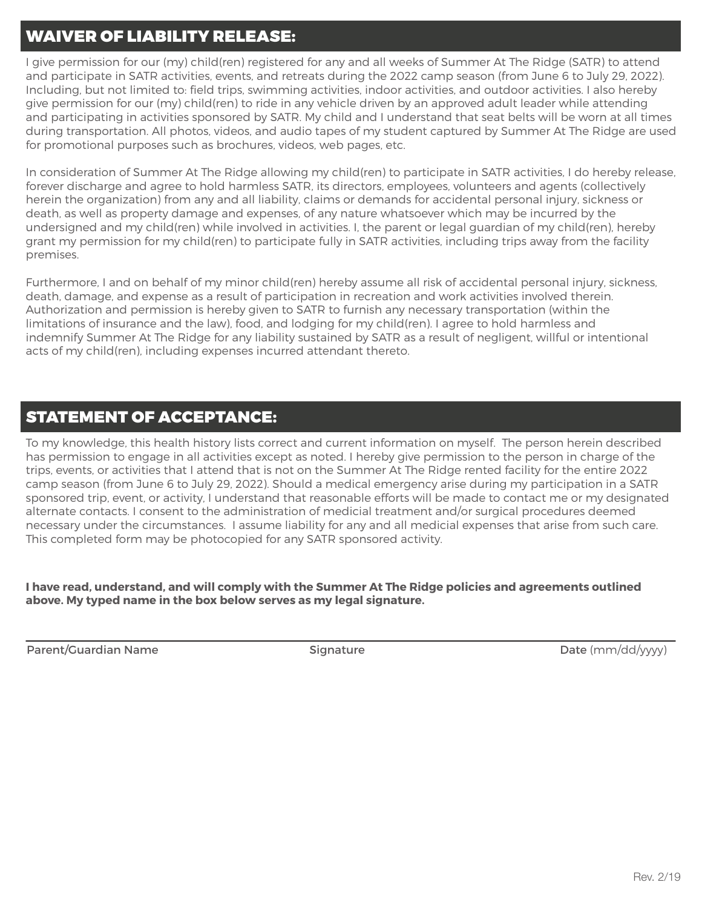## WAIVER OF LIABILITY RELEASE:

I give permission for our (my) child(ren) registered for any and all weeks of Summer At The Ridge (SATR) to attend and participate in SATR activities, events, and retreats during the 2022 camp season (from June 6 to July 29, 2022). Including, but not limited to: field trips, swimming activities, indoor activities, and outdoor activities. I also hereby give permission for our (my) child(ren) to ride in any vehicle driven by an approved adult leader while attending and participating in activities sponsored by SATR. My child and I understand that seat belts will be worn at all times during transportation. All photos, videos, and audio tapes of my student captured by Summer At The Ridge are used for promotional purposes such as brochures, videos, web pages, etc.

In consideration of Summer At The Ridge allowing my child(ren) to participate in SATR activities, I do hereby release, forever discharge and agree to hold harmless SATR, its directors, employees, volunteers and agents (collectively herein the organization) from any and all liability, claims or demands for accidental personal injury, sickness or death, as well as property damage and expenses, of any nature whatsoever which may be incurred by the undersigned and my child(ren) while involved in activities. I, the parent or legal guardian of my child(ren), hereby grant my permission for my child(ren) to participate fully in SATR activities, including trips away from the facility premises.

Furthermore, I and on behalf of my minor child(ren) hereby assume all risk of accidental personal injury, sickness, death, damage, and expense as a result of participation in recreation and work activities involved therein. Authorization and permission is hereby given to SATR to furnish any necessary transportation (within the limitations of insurance and the law), food, and lodging for my child(ren). I agree to hold harmless and indemnify Summer At The Ridge for any liability sustained by SATR as a result of negligent, willful or intentional acts of my child(ren), including expenses incurred attendant thereto.

## STATEMENT OF ACCEPTANCE:

To my knowledge, this health history lists correct and current information on myself. The person herein described has permission to engage in all activities except as noted. I hereby give permission to the person in charge of the trips, events, or activities that I attend that is not on the Summer At The Ridge rented facility for the entire 2022 camp season (from June 6 to July 29, 2022). Should a medical emergency arise during my participation in a SATR sponsored trip, event, or activity, I understand that reasonable efforts will be made to contact me or my designated alternate contacts. I consent to the administration of medicial treatment and/or surgical procedures deemed necessary under the circumstances. I assume liability for any and all medicial expenses that arise from such care. This completed form may be photocopied for any SATR sponsored activity.

**I have read, understand, and will comply with the Summer At The Ridge policies and agreements outlined above. My typed name in the box below serves as my legal signature.**

Parent/Guardian Name | Signature | Date (mm/dd/yyyy)

Rev. 2/19